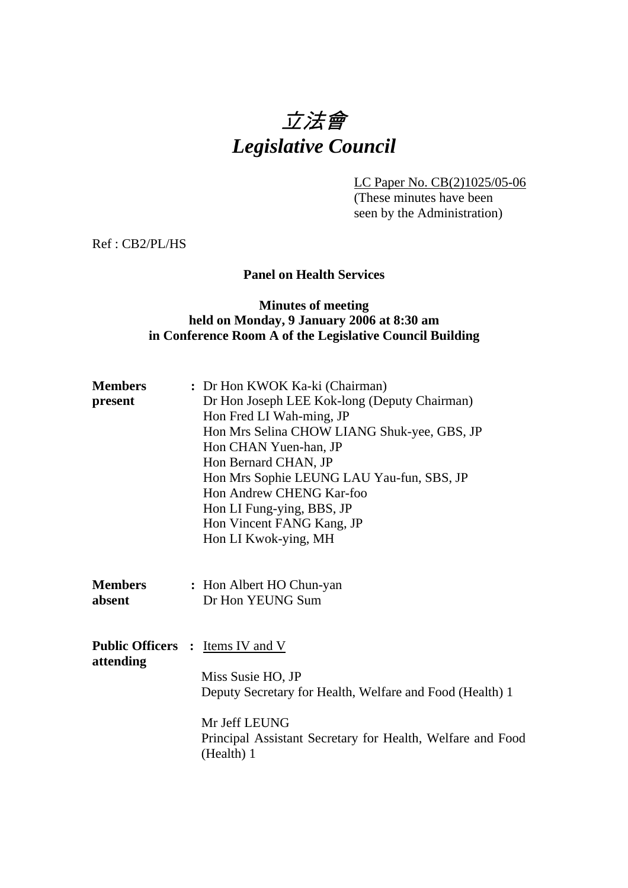# *立法會*
# *Legislative Council*

LC Paper No. CB(2)1025/05-06
(These minutes have been seen by the Administration)

Ref : CB2/PL/HS

**Panel on Health Services**

**Minutes of meeting**
**held on Monday, 9 January 2006 at 8:30 am**
**in Conference Room A of the Legislative Council Building**

**Members present** : Dr Hon KWOK Ka-ki (Chairman)
Dr Hon Joseph LEE Kok-long (Deputy Chairman)
Hon Fred LI Wah-ming, JP
Hon Mrs Selina CHOW LIANG Shuk-yee, GBS, JP
Hon CHAN Yuen-han, JP
Hon Bernard CHAN, JP
Hon Mrs Sophie LEUNG LAU Yau-fun, SBS, JP
Hon Andrew CHENG Kar-foo
Hon LI Fung-ying, BBS, JP
Hon Vincent FANG Kang, JP
Hon LI Kwok-ying, MH

**Members absent** : Hon Albert HO Chun-yan
Dr Hon YEUNG Sum

**Public Officers attending** : Items IV and V

Miss Susie HO, JP
Deputy Secretary for Health, Welfare and Food (Health) 1

Mr Jeff LEUNG
Principal Assistant Secretary for Health, Welfare and Food (Health) 1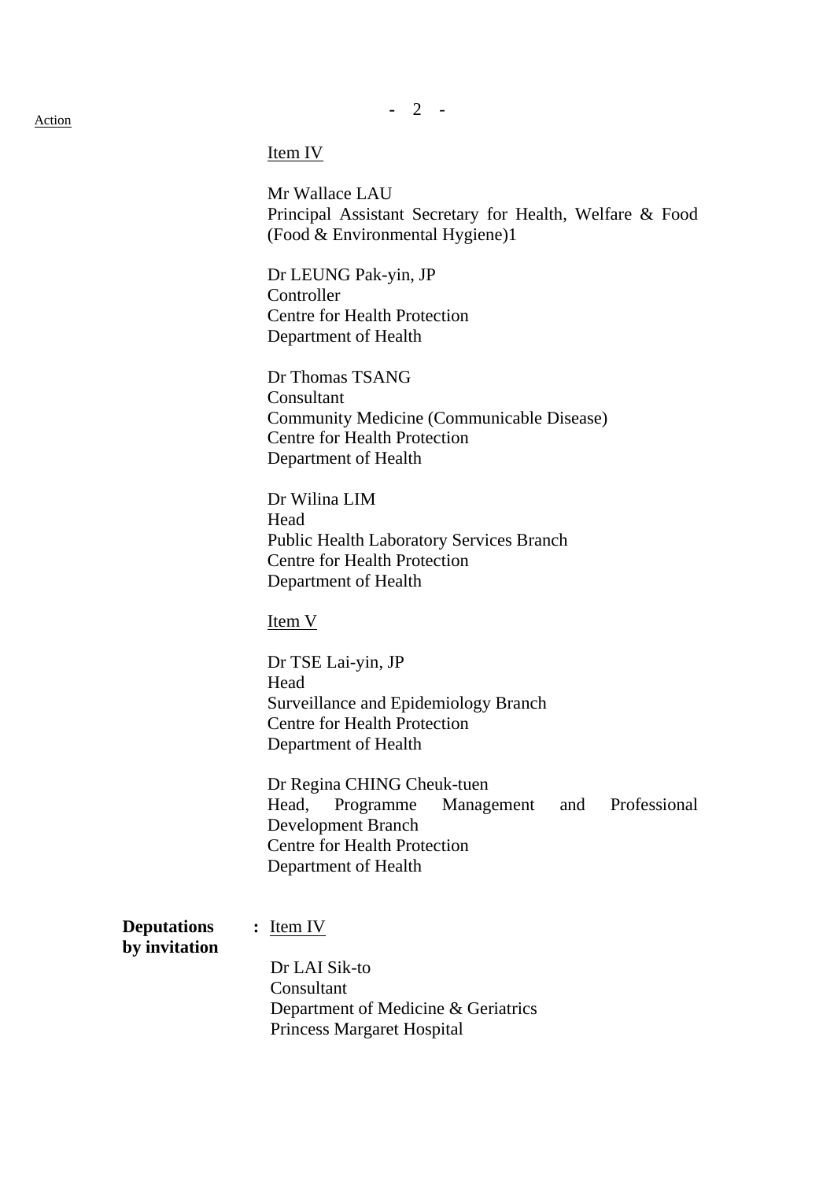Action

Item IV

Mr Wallace LAU
Principal Assistant Secretary for Health, Welfare & Food (Food & Environmental Hygiene)1

Dr LEUNG Pak-yin, JP
Controller
Centre for Health Protection
Department of Health

Dr Thomas TSANG
Consultant
Community Medicine (Communicable Disease)
Centre for Health Protection
Department of Health

Dr Wilina LIM
Head
Public Health Laboratory Services Branch
Centre for Health Protection
Department of Health

Item V

Dr TSE Lai-yin, JP
Head
Surveillance and Epidemiology Branch
Centre for Health Protection
Department of Health

Dr Regina CHING Cheuk-tuen
Head, Programme Management and Professional Development Branch
Centre for Health Protection
Department of Health

**Deputations by invitation** : Item IV

Dr LAI Sik-to
Consultant
Department of Medicine & Geriatrics
Princess Margaret Hospital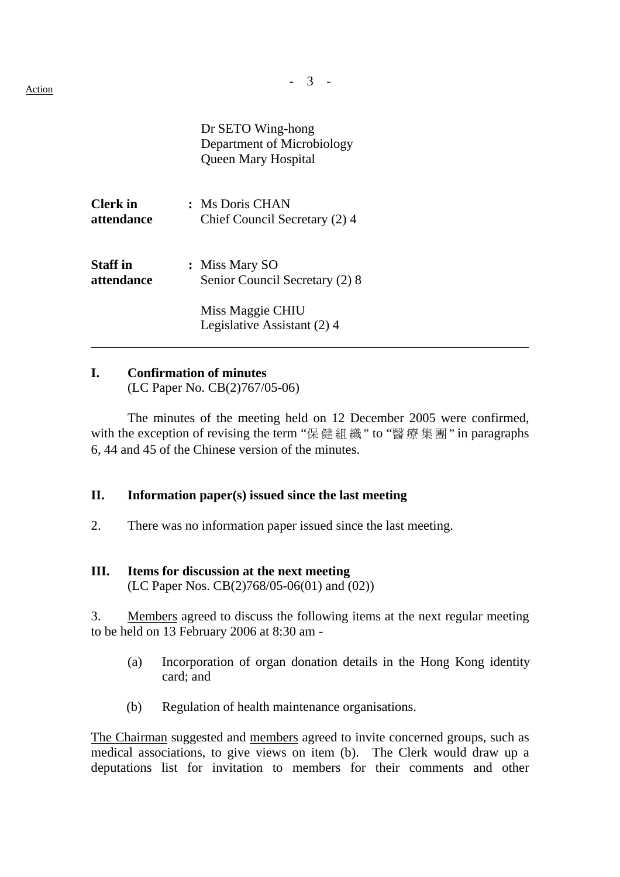Action

Dr SETO Wing-hong
Department of Microbiology
Queen Mary Hospital

**Clerk in attendance** : Ms Doris CHAN
Chief Council Secretary (2) 4

**Staff in attendance** : Miss Mary SO
Senior Council Secretary (2) 8

Miss Maggie CHIU
Legislative Assistant (2) 4

---

## I. Confirmation of minutes
(LC Paper No. CB(2)767/05-06)

The minutes of the meeting held on 12 December 2005 were confirmed, with the exception of revising the term "保健組織" to "醫療集團" in paragraphs 6, 44 and 45 of the Chinese version of the minutes.

## II. Information paper(s) issued since the last meeting

2. There was no information paper issued since the last meeting.

## III. Items for discussion at the next meeting
(LC Paper Nos. CB(2)768/05-06(01) and (02))

3. Members agreed to discuss the following items at the next regular meeting to be held on 13 February 2006 at 8:30 am -

(a) Incorporation of organ donation details in the Hong Kong identity card; and

(b) Regulation of health maintenance organisations.

The Chairman suggested and members agreed to invite concerned groups, such as medical associations, to give views on item (b). The Clerk would draw up a deputations list for invitation to members for their comments and other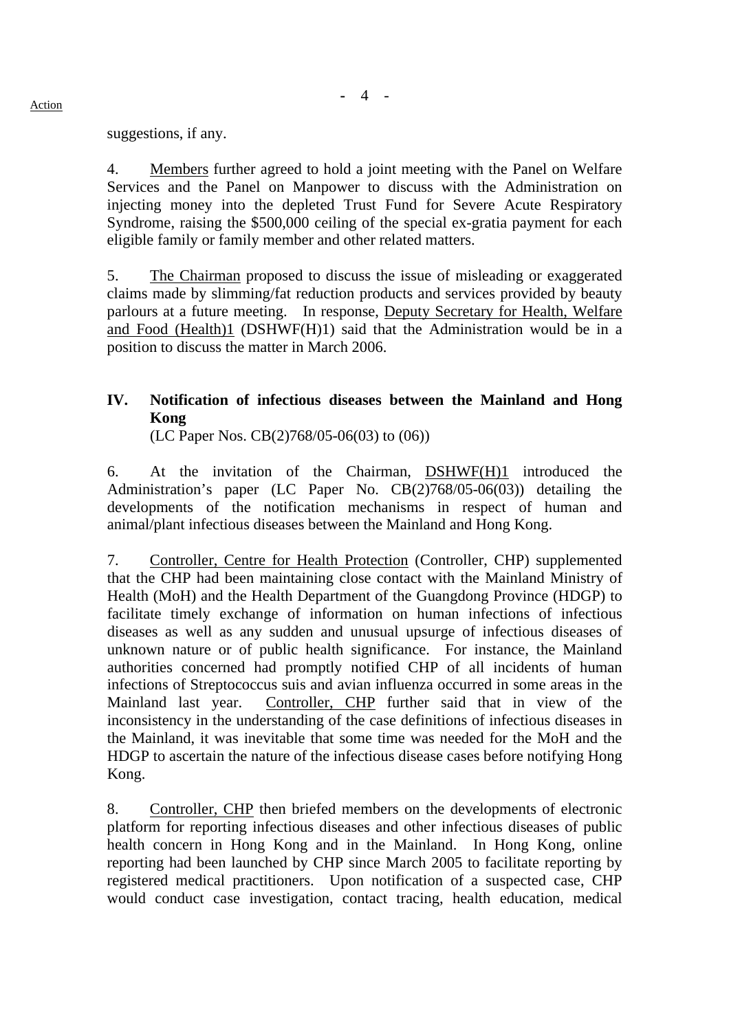suggestions, if any.

4. Members further agreed to hold a joint meeting with the Panel on Welfare Services and the Panel on Manpower to discuss with the Administration on injecting money into the depleted Trust Fund for Severe Acute Respiratory Syndrome, raising the $500,000 ceiling of the special ex-gratia payment for each eligible family or family member and other related matters.

5. The Chairman proposed to discuss the issue of misleading or exaggerated claims made by slimming/fat reduction products and services provided by beauty parlours at a future meeting. In response, Deputy Secretary for Health, Welfare and Food (Health)1 (DSHWF(H)1) said that the Administration would be in a position to discuss the matter in March 2006.

## IV. Notification of infectious diseases between the Mainland and Hong Kong

(LC Paper Nos. CB(2)768/05-06(03) to (06))

6. At the invitation of the Chairman, DSHWF(H)1 introduced the Administration's paper (LC Paper No. CB(2)768/05-06(03)) detailing the developments of the notification mechanisms in respect of human and animal/plant infectious diseases between the Mainland and Hong Kong.

7. Controller, Centre for Health Protection (Controller, CHP) supplemented that the CHP had been maintaining close contact with the Mainland Ministry of Health (MoH) and the Health Department of the Guangdong Province (HDGP) to facilitate timely exchange of information on human infections of infectious diseases as well as any sudden and unusual upsurge of infectious diseases of unknown nature or of public health significance. For instance, the Mainland authorities concerned had promptly notified CHP of all incidents of human infections of Streptococcus suis and avian influenza occurred in some areas in the Mainland last year. Controller, CHP further said that in view of the inconsistency in the understanding of the case definitions of infectious diseases in the Mainland, it was inevitable that some time was needed for the MoH and the HDGP to ascertain the nature of the infectious disease cases before notifying Hong Kong.

8. Controller, CHP then briefed members on the developments of electronic platform for reporting infectious diseases and other infectious diseases of public health concern in Hong Kong and in the Mainland. In Hong Kong, online reporting had been launched by CHP since March 2005 to facilitate reporting by registered medical practitioners. Upon notification of a suspected case, CHP would conduct case investigation, contact tracing, health education, medical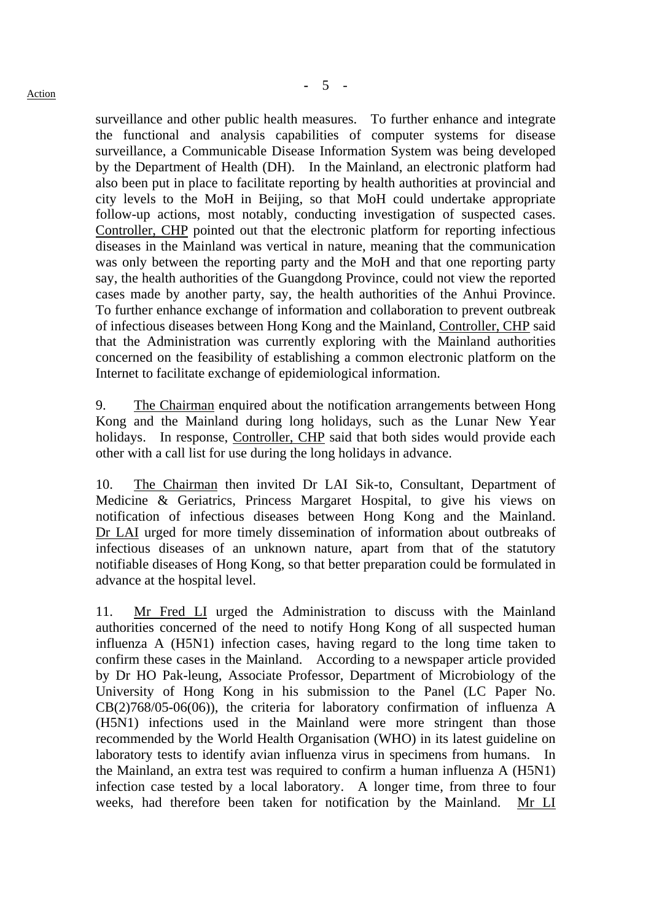surveillance and other public health measures. To further enhance and integrate the functional and analysis capabilities of computer systems for disease surveillance, a Communicable Disease Information System was being developed by the Department of Health (DH). In the Mainland, an electronic platform had also been put in place to facilitate reporting by health authorities at provincial and city levels to the MoH in Beijing, so that MoH could undertake appropriate follow-up actions, most notably, conducting investigation of suspected cases. Controller, CHP pointed out that the electronic platform for reporting infectious diseases in the Mainland was vertical in nature, meaning that the communication was only between the reporting party and the MoH and that one reporting party say, the health authorities of the Guangdong Province, could not view the reported cases made by another party, say, the health authorities of the Anhui Province. To further enhance exchange of information and collaboration to prevent outbreak of infectious diseases between Hong Kong and the Mainland, Controller, CHP said that the Administration was currently exploring with the Mainland authorities concerned on the feasibility of establishing a common electronic platform on the Internet to facilitate exchange of epidemiological information.

9. The Chairman enquired about the notification arrangements between Hong Kong and the Mainland during long holidays, such as the Lunar New Year holidays. In response, Controller, CHP said that both sides would provide each other with a call list for use during the long holidays in advance.

10. The Chairman then invited Dr LAI Sik-to, Consultant, Department of Medicine & Geriatrics, Princess Margaret Hospital, to give his views on notification of infectious diseases between Hong Kong and the Mainland. Dr LAI urged for more timely dissemination of information about outbreaks of infectious diseases of an unknown nature, apart from that of the statutory notifiable diseases of Hong Kong, so that better preparation could be formulated in advance at the hospital level.

11. Mr Fred LI urged the Administration to discuss with the Mainland authorities concerned of the need to notify Hong Kong of all suspected human influenza A (H5N1) infection cases, having regard to the long time taken to confirm these cases in the Mainland. According to a newspaper article provided by Dr HO Pak-leung, Associate Professor, Department of Microbiology of the University of Hong Kong in his submission to the Panel (LC Paper No. CB(2)768/05-06(06)), the criteria for laboratory confirmation of influenza A (H5N1) infections used in the Mainland were more stringent than those recommended by the World Health Organisation (WHO) in its latest guideline on laboratory tests to identify avian influenza virus in specimens from humans. In the Mainland, an extra test was required to confirm a human influenza A (H5N1) infection case tested by a local laboratory. A longer time, from three to four weeks, had therefore been taken for notification by the Mainland. Mr LI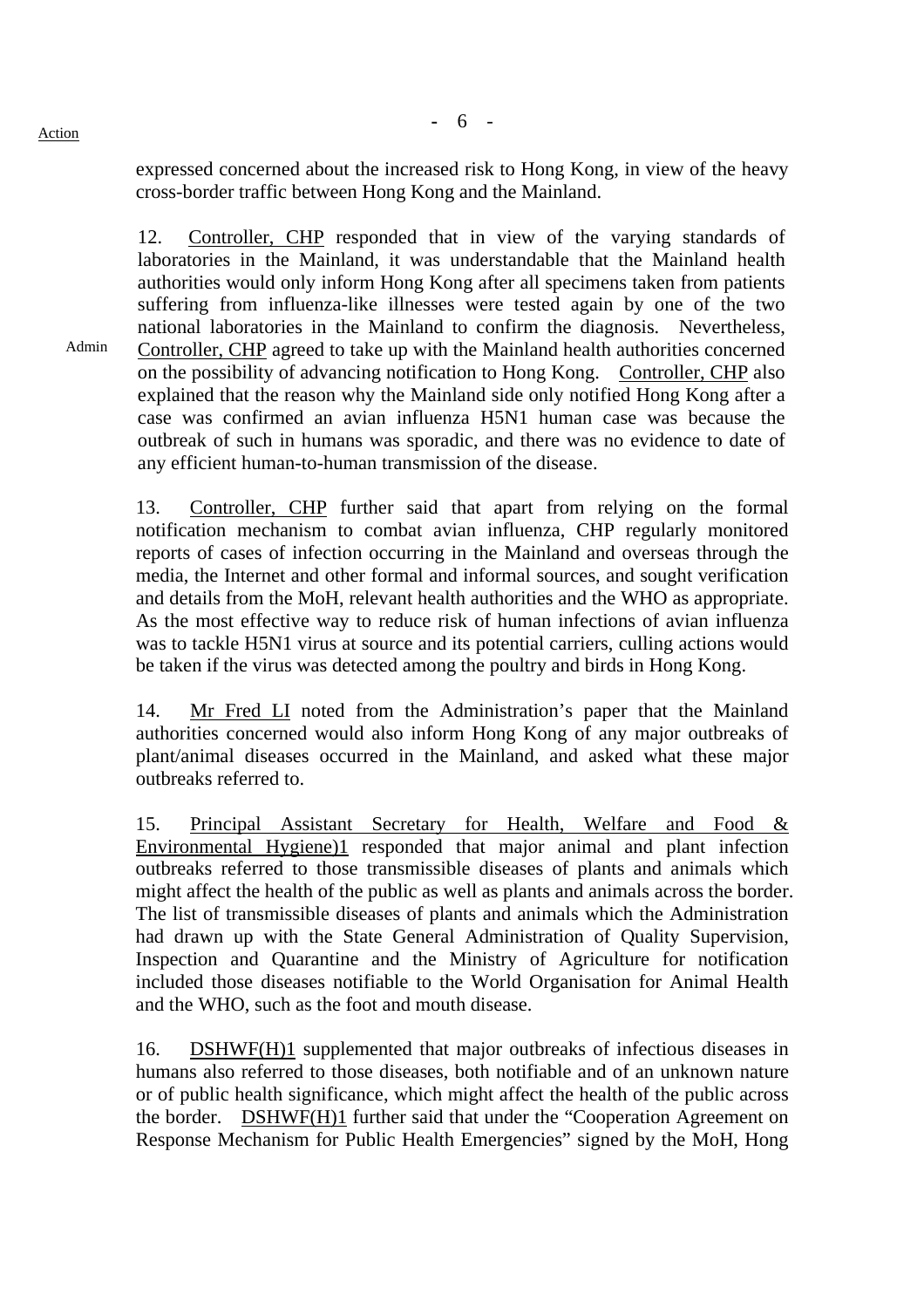Action

expressed concerned about the increased risk to Hong Kong, in view of the heavy cross-border traffic between Hong Kong and the Mainland.

12. Controller, CHP responded that in view of the varying standards of laboratories in the Mainland, it was understandable that the Mainland health authorities would only inform Hong Kong after all specimens taken from patients suffering from influenza-like illnesses were tested again by one of the two national laboratories in the Mainland to confirm the diagnosis. Nevertheless, Controller, CHP agreed to take up with the Mainland health authorities concerned on the possibility of advancing notification to Hong Kong. Controller, CHP also explained that the reason why the Mainland side only notified Hong Kong after a case was confirmed an avian influenza H5N1 human case was because the outbreak of such in humans was sporadic, and there was no evidence to date of any efficient human-to-human transmission of the disease.

Admin

13. Controller, CHP further said that apart from relying on the formal notification mechanism to combat avian influenza, CHP regularly monitored reports of cases of infection occurring in the Mainland and overseas through the media, the Internet and other formal and informal sources, and sought verification and details from the MoH, relevant health authorities and the WHO as appropriate. As the most effective way to reduce risk of human infections of avian influenza was to tackle H5N1 virus at source and its potential carriers, culling actions would be taken if the virus was detected among the poultry and birds in Hong Kong.

14. Mr Fred LI noted from the Administration's paper that the Mainland authorities concerned would also inform Hong Kong of any major outbreaks of plant/animal diseases occurred in the Mainland, and asked what these major outbreaks referred to.

15. Principal Assistant Secretary for Health, Welfare and Food & Environmental Hygiene)1 responded that major animal and plant infection outbreaks referred to those transmissible diseases of plants and animals which might affect the health of the public as well as plants and animals across the border. The list of transmissible diseases of plants and animals which the Administration had drawn up with the State General Administration of Quality Supervision, Inspection and Quarantine and the Ministry of Agriculture for notification included those diseases notifiable to the World Organisation for Animal Health and the WHO, such as the foot and mouth disease.

16. DSHWF(H)1 supplemented that major outbreaks of infectious diseases in humans also referred to those diseases, both notifiable and of an unknown nature or of public health significance, which might affect the health of the public across the border. DSHWF(H)1 further said that under the "Cooperation Agreement on Response Mechanism for Public Health Emergencies" signed by the MoH, Hong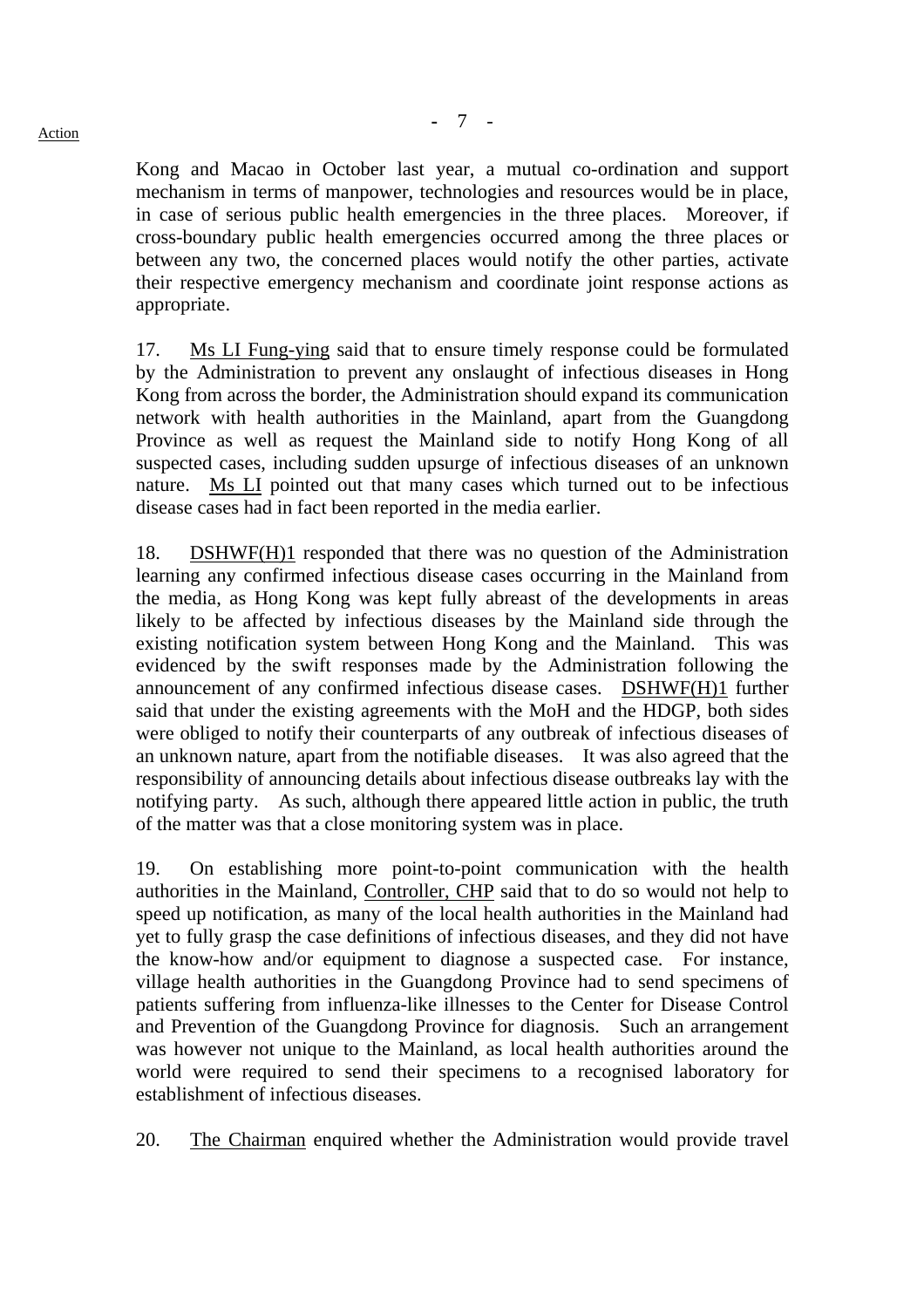Kong and Macao in October last year, a mutual co-ordination and support mechanism in terms of manpower, technologies and resources would be in place, in case of serious public health emergencies in the three places. Moreover, if cross-boundary public health emergencies occurred among the three places or between any two, the concerned places would notify the other parties, activate their respective emergency mechanism and coordinate joint response actions as appropriate.

17. Ms LI Fung-ying said that to ensure timely response could be formulated by the Administration to prevent any onslaught of infectious diseases in Hong Kong from across the border, the Administration should expand its communication network with health authorities in the Mainland, apart from the Guangdong Province as well as request the Mainland side to notify Hong Kong of all suspected cases, including sudden upsurge of infectious diseases of an unknown nature. Ms LI pointed out that many cases which turned out to be infectious disease cases had in fact been reported in the media earlier.

18. DSHWF(H)1 responded that there was no question of the Administration learning any confirmed infectious disease cases occurring in the Mainland from the media, as Hong Kong was kept fully abreast of the developments in areas likely to be affected by infectious diseases by the Mainland side through the existing notification system between Hong Kong and the Mainland. This was evidenced by the swift responses made by the Administration following the announcement of any confirmed infectious disease cases. DSHWF(H)1 further said that under the existing agreements with the MoH and the HDGP, both sides were obliged to notify their counterparts of any outbreak of infectious diseases of an unknown nature, apart from the notifiable diseases. It was also agreed that the responsibility of announcing details about infectious disease outbreaks lay with the notifying party. As such, although there appeared little action in public, the truth of the matter was that a close monitoring system was in place.

19. On establishing more point-to-point communication with the health authorities in the Mainland, Controller, CHP said that to do so would not help to speed up notification, as many of the local health authorities in the Mainland had yet to fully grasp the case definitions of infectious diseases, and they did not have the know-how and/or equipment to diagnose a suspected case. For instance, village health authorities in the Guangdong Province had to send specimens of patients suffering from influenza-like illnesses to the Center for Disease Control and Prevention of the Guangdong Province for diagnosis. Such an arrangement was however not unique to the Mainland, as local health authorities around the world were required to send their specimens to a recognised laboratory for establishment of infectious diseases.

20. The Chairman enquired whether the Administration would provide travel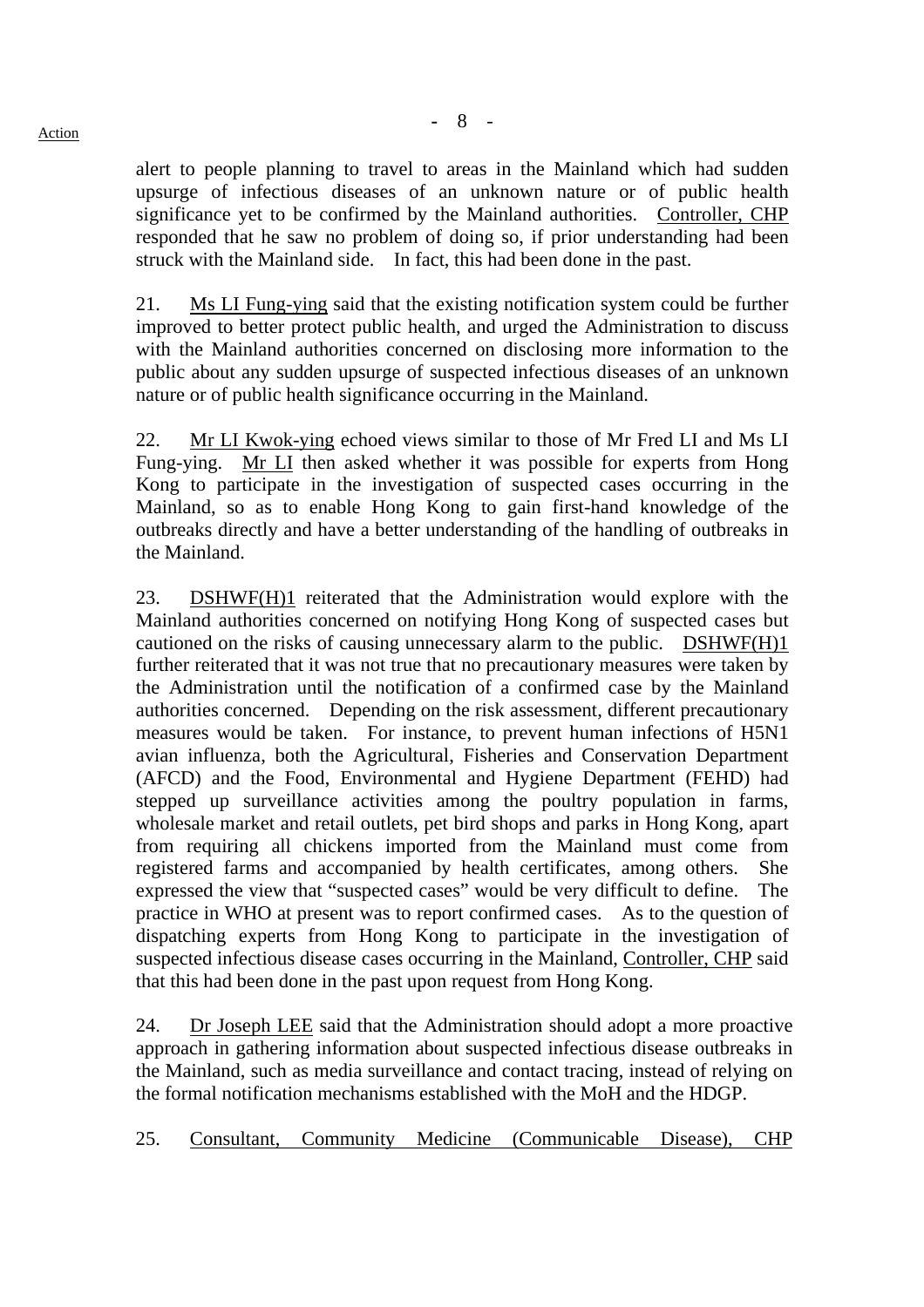alert to people planning to travel to areas in the Mainland which had sudden upsurge of infectious diseases of an unknown nature or of public health significance yet to be confirmed by the Mainland authorities. Controller, CHP responded that he saw no problem of doing so, if prior understanding had been struck with the Mainland side. In fact, this had been done in the past.

21. Ms LI Fung-ying said that the existing notification system could be further improved to better protect public health, and urged the Administration to discuss with the Mainland authorities concerned on disclosing more information to the public about any sudden upsurge of suspected infectious diseases of an unknown nature or of public health significance occurring in the Mainland.

22. Mr LI Kwok-ying echoed views similar to those of Mr Fred LI and Ms LI Fung-ying. Mr LI then asked whether it was possible for experts from Hong Kong to participate in the investigation of suspected cases occurring in the Mainland, so as to enable Hong Kong to gain first-hand knowledge of the outbreaks directly and have a better understanding of the handling of outbreaks in the Mainland.

23. DSHWF(H)1 reiterated that the Administration would explore with the Mainland authorities concerned on notifying Hong Kong of suspected cases but cautioned on the risks of causing unnecessary alarm to the public. DSHWF(H)1 further reiterated that it was not true that no precautionary measures were taken by the Administration until the notification of a confirmed case by the Mainland authorities concerned. Depending on the risk assessment, different precautionary measures would be taken. For instance, to prevent human infections of H5N1 avian influenza, both the Agricultural, Fisheries and Conservation Department (AFCD) and the Food, Environmental and Hygiene Department (FEHD) had stepped up surveillance activities among the poultry population in farms, wholesale market and retail outlets, pet bird shops and parks in Hong Kong, apart from requiring all chickens imported from the Mainland must come from registered farms and accompanied by health certificates, among others. She expressed the view that "suspected cases" would be very difficult to define. The practice in WHO at present was to report confirmed cases. As to the question of dispatching experts from Hong Kong to participate in the investigation of suspected infectious disease cases occurring in the Mainland, Controller, CHP said that this had been done in the past upon request from Hong Kong.

24. Dr Joseph LEE said that the Administration should adopt a more proactive approach in gathering information about suspected infectious disease outbreaks in the Mainland, such as media surveillance and contact tracing, instead of relying on the formal notification mechanisms established with the MoH and the HDGP.

25. Consultant, Community Medicine (Communicable Disease), CHP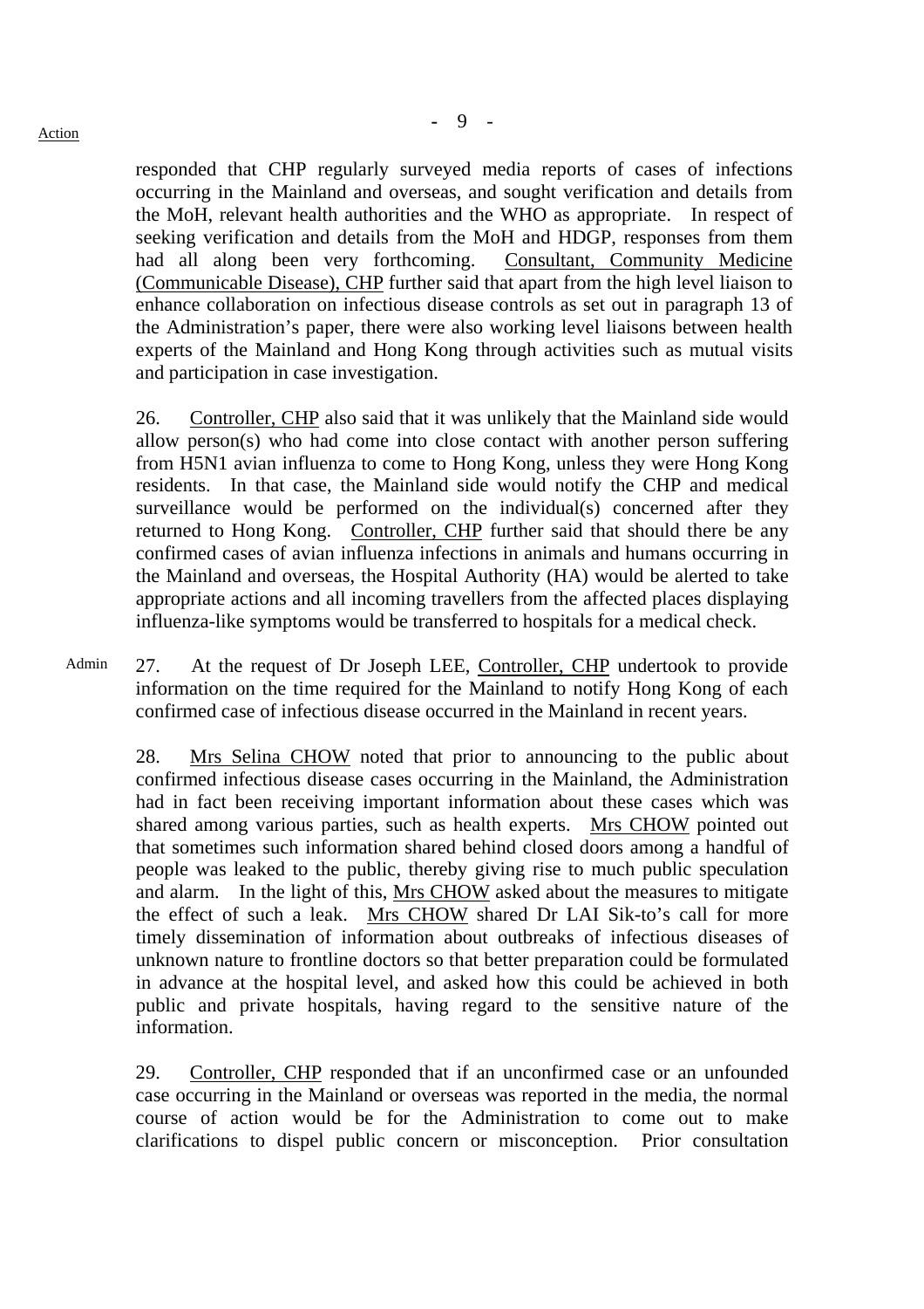Action

responded that CHP regularly surveyed media reports of cases of infections occurring in the Mainland and overseas, and sought verification and details from the MoH, relevant health authorities and the WHO as appropriate. In respect of seeking verification and details from the MoH and HDGP, responses from them had all along been very forthcoming. Consultant, Community Medicine (Communicable Disease), CHP further said that apart from the high level liaison to enhance collaboration on infectious disease controls as set out in paragraph 13 of the Administration's paper, there were also working level liaisons between health experts of the Mainland and Hong Kong through activities such as mutual visits and participation in case investigation.

26. Controller, CHP also said that it was unlikely that the Mainland side would allow person(s) who had come into close contact with another person suffering from H5N1 avian influenza to come to Hong Kong, unless they were Hong Kong residents. In that case, the Mainland side would notify the CHP and medical surveillance would be performed on the individual(s) concerned after they returned to Hong Kong. Controller, CHP further said that should there be any confirmed cases of avian influenza infections in animals and humans occurring in the Mainland and overseas, the Hospital Authority (HA) would be alerted to take appropriate actions and all incoming travellers from the affected places displaying influenza-like symptoms would be transferred to hospitals for a medical check.

Admin

27. At the request of Dr Joseph LEE, Controller, CHP undertook to provide information on the time required for the Mainland to notify Hong Kong of each confirmed case of infectious disease occurred in the Mainland in recent years.

28. Mrs Selina CHOW noted that prior to announcing to the public about confirmed infectious disease cases occurring in the Mainland, the Administration had in fact been receiving important information about these cases which was shared among various parties, such as health experts. Mrs CHOW pointed out that sometimes such information shared behind closed doors among a handful of people was leaked to the public, thereby giving rise to much public speculation and alarm. In the light of this, Mrs CHOW asked about the measures to mitigate the effect of such a leak. Mrs CHOW shared Dr LAI Sik-to's call for more timely dissemination of information about outbreaks of infectious diseases of unknown nature to frontline doctors so that better preparation could be formulated in advance at the hospital level, and asked how this could be achieved in both public and private hospitals, having regard to the sensitive nature of the information.

29. Controller, CHP responded that if an unconfirmed case or an unfounded case occurring in the Mainland or overseas was reported in the media, the normal course of action would be for the Administration to come out to make clarifications to dispel public concern or misconception. Prior consultation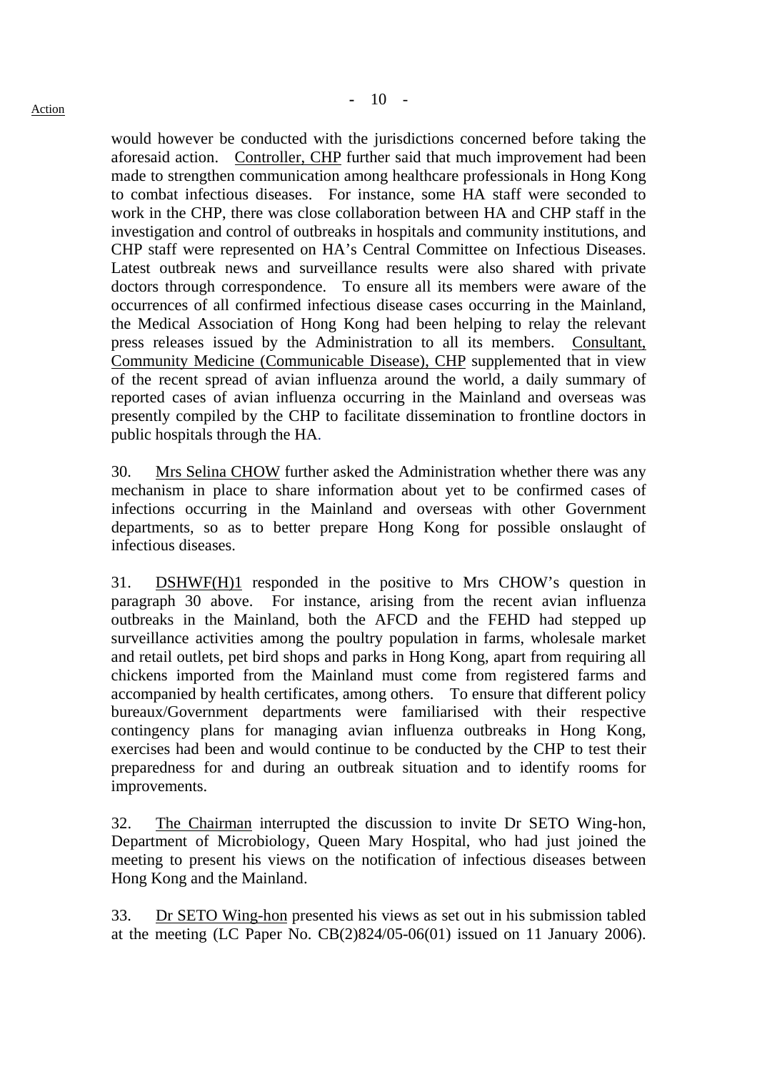would however be conducted with the jurisdictions concerned before taking the aforesaid action. Controller, CHP further said that much improvement had been made to strengthen communication among healthcare professionals in Hong Kong to combat infectious diseases. For instance, some HA staff were seconded to work in the CHP, there was close collaboration between HA and CHP staff in the investigation and control of outbreaks in hospitals and community institutions, and CHP staff were represented on HA's Central Committee on Infectious Diseases. Latest outbreak news and surveillance results were also shared with private doctors through correspondence. To ensure all its members were aware of the occurrences of all confirmed infectious disease cases occurring in the Mainland, the Medical Association of Hong Kong had been helping to relay the relevant press releases issued by the Administration to all its members. Consultant, Community Medicine (Communicable Disease), CHP supplemented that in view of the recent spread of avian influenza around the world, a daily summary of reported cases of avian influenza occurring in the Mainland and overseas was presently compiled by the CHP to facilitate dissemination to frontline doctors in public hospitals through the HA.

30. Mrs Selina CHOW further asked the Administration whether there was any mechanism in place to share information about yet to be confirmed cases of infections occurring in the Mainland and overseas with other Government departments, so as to better prepare Hong Kong for possible onslaught of infectious diseases.

31. DSHWF(H)1 responded in the positive to Mrs CHOW's question in paragraph 30 above. For instance, arising from the recent avian influenza outbreaks in the Mainland, both the AFCD and the FEHD had stepped up surveillance activities among the poultry population in farms, wholesale market and retail outlets, pet bird shops and parks in Hong Kong, apart from requiring all chickens imported from the Mainland must come from registered farms and accompanied by health certificates, among others. To ensure that different policy bureaux/Government departments were familiarised with their respective contingency plans for managing avian influenza outbreaks in Hong Kong, exercises had been and would continue to be conducted by the CHP to test their preparedness for and during an outbreak situation and to identify rooms for improvements.

32. The Chairman interrupted the discussion to invite Dr SETO Wing-hon, Department of Microbiology, Queen Mary Hospital, who had just joined the meeting to present his views on the notification of infectious diseases between Hong Kong and the Mainland.

33. Dr SETO Wing-hon presented his views as set out in his submission tabled at the meeting (LC Paper No. CB(2)824/05-06(01) issued on 11 January 2006).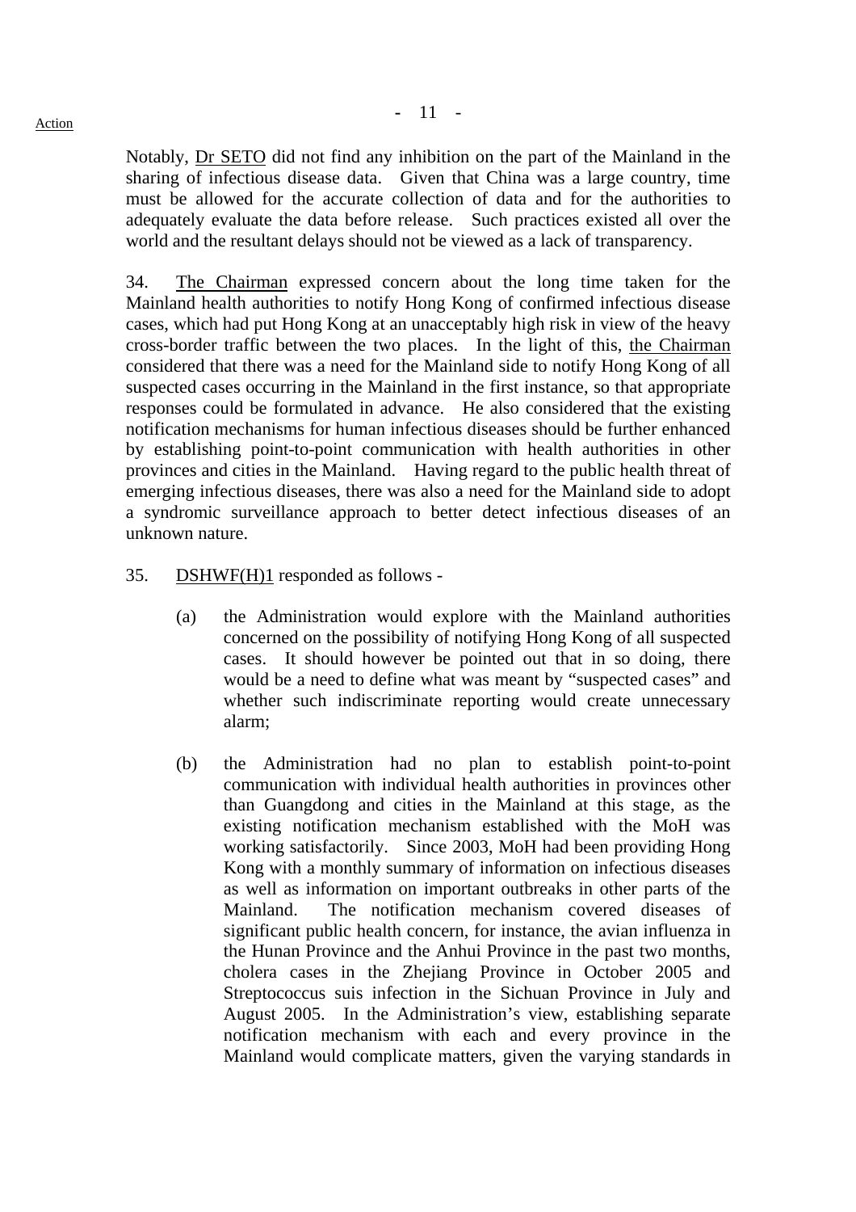Notably, Dr SETO did not find any inhibition on the part of the Mainland in the sharing of infectious disease data. Given that China was a large country, time must be allowed for the accurate collection of data and for the authorities to adequately evaluate the data before release. Such practices existed all over the world and the resultant delays should not be viewed as a lack of transparency.

34. The Chairman expressed concern about the long time taken for the Mainland health authorities to notify Hong Kong of confirmed infectious disease cases, which had put Hong Kong at an unacceptably high risk in view of the heavy cross-border traffic between the two places. In the light of this, the Chairman considered that there was a need for the Mainland side to notify Hong Kong of all suspected cases occurring in the Mainland in the first instance, so that appropriate responses could be formulated in advance. He also considered that the existing notification mechanisms for human infectious diseases should be further enhanced by establishing point-to-point communication with health authorities in other provinces and cities in the Mainland. Having regard to the public health threat of emerging infectious diseases, there was also a need for the Mainland side to adopt a syndromic surveillance approach to better detect infectious diseases of an unknown nature.

35. DSHWF(H)1 responded as follows -

(a) the Administration would explore with the Mainland authorities concerned on the possibility of notifying Hong Kong of all suspected cases. It should however be pointed out that in so doing, there would be a need to define what was meant by "suspected cases" and whether such indiscriminate reporting would create unnecessary alarm;

(b) the Administration had no plan to establish point-to-point communication with individual health authorities in provinces other than Guangdong and cities in the Mainland at this stage, as the existing notification mechanism established with the MoH was working satisfactorily. Since 2003, MoH had been providing Hong Kong with a monthly summary of information on infectious diseases as well as information on important outbreaks in other parts of the Mainland. The notification mechanism covered diseases of significant public health concern, for instance, the avian influenza in the Hunan Province and the Anhui Province in the past two months, cholera cases in the Zhejiang Province in October 2005 and Streptococcus suis infection in the Sichuan Province in July and August 2005. In the Administration's view, establishing separate notification mechanism with each and every province in the Mainland would complicate matters, given the varying standards in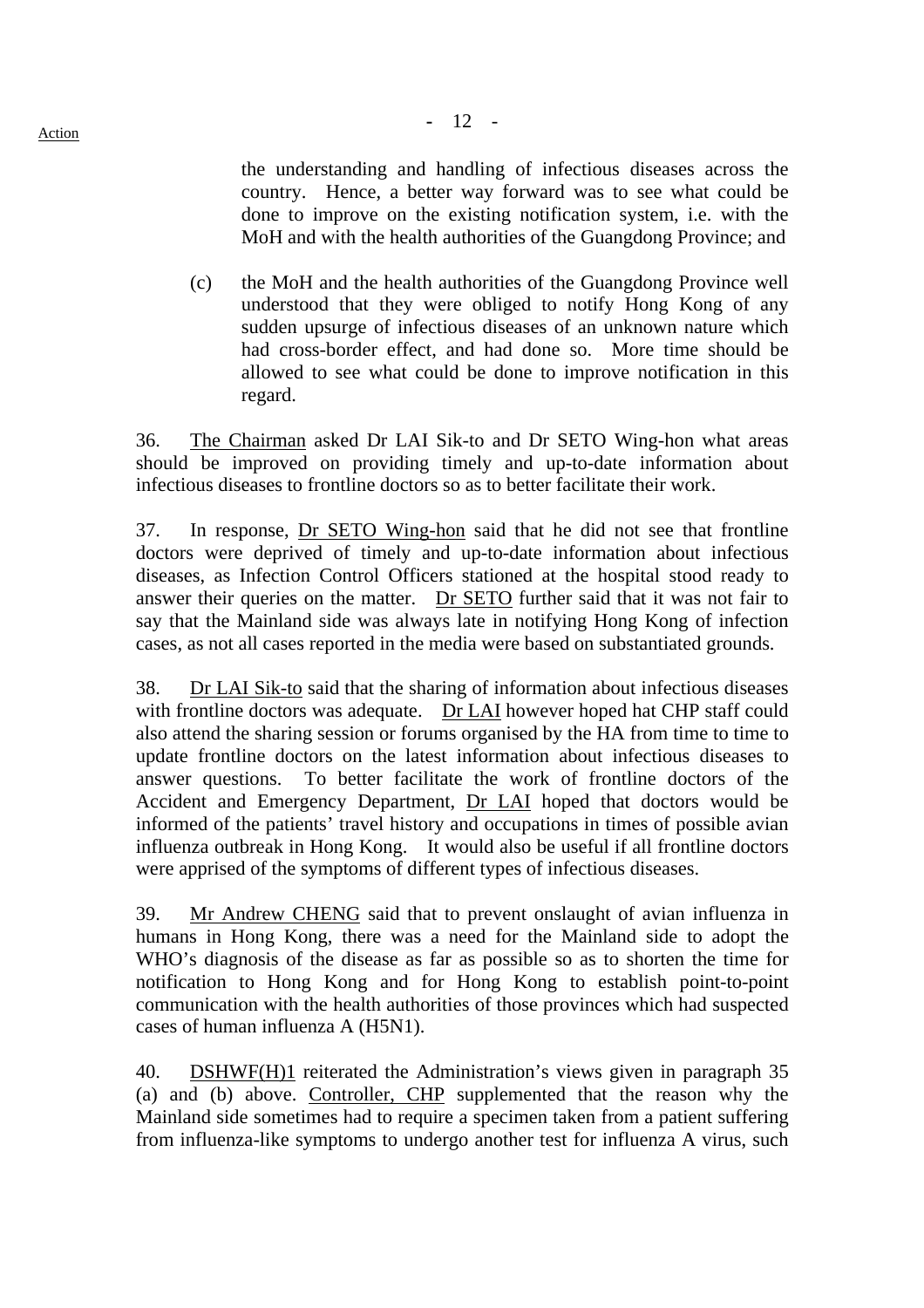the understanding and handling of infectious diseases across the country. Hence, a better way forward was to see what could be done to improve on the existing notification system, i.e. with the MoH and with the health authorities of the Guangdong Province; and

(c) the MoH and the health authorities of the Guangdong Province well understood that they were obliged to notify Hong Kong of any sudden upsurge of infectious diseases of an unknown nature which had cross-border effect, and had done so. More time should be allowed to see what could be done to improve notification in this regard.

36. The Chairman asked Dr LAI Sik-to and Dr SETO Wing-hon what areas should be improved on providing timely and up-to-date information about infectious diseases to frontline doctors so as to better facilitate their work.

37. In response, Dr SETO Wing-hon said that he did not see that frontline doctors were deprived of timely and up-to-date information about infectious diseases, as Infection Control Officers stationed at the hospital stood ready to answer their queries on the matter. Dr SETO further said that it was not fair to say that the Mainland side was always late in notifying Hong Kong of infection cases, as not all cases reported in the media were based on substantiated grounds.

38. Dr LAI Sik-to said that the sharing of information about infectious diseases with frontline doctors was adequate. Dr LAI however hoped hat CHP staff could also attend the sharing session or forums organised by the HA from time to time to update frontline doctors on the latest information about infectious diseases to answer questions. To better facilitate the work of frontline doctors of the Accident and Emergency Department, Dr LAI hoped that doctors would be informed of the patients' travel history and occupations in times of possible avian influenza outbreak in Hong Kong. It would also be useful if all frontline doctors were apprised of the symptoms of different types of infectious diseases.

39. Mr Andrew CHENG said that to prevent onslaught of avian influenza in humans in Hong Kong, there was a need for the Mainland side to adopt the WHO's diagnosis of the disease as far as possible so as to shorten the time for notification to Hong Kong and for Hong Kong to establish point-to-point communication with the health authorities of those provinces which had suspected cases of human influenza A (H5N1).

40. DSHWF(H)1 reiterated the Administration's views given in paragraph 35 (a) and (b) above. Controller, CHP supplemented that the reason why the Mainland side sometimes had to require a specimen taken from a patient suffering from influenza-like symptoms to undergo another test for influenza A virus, such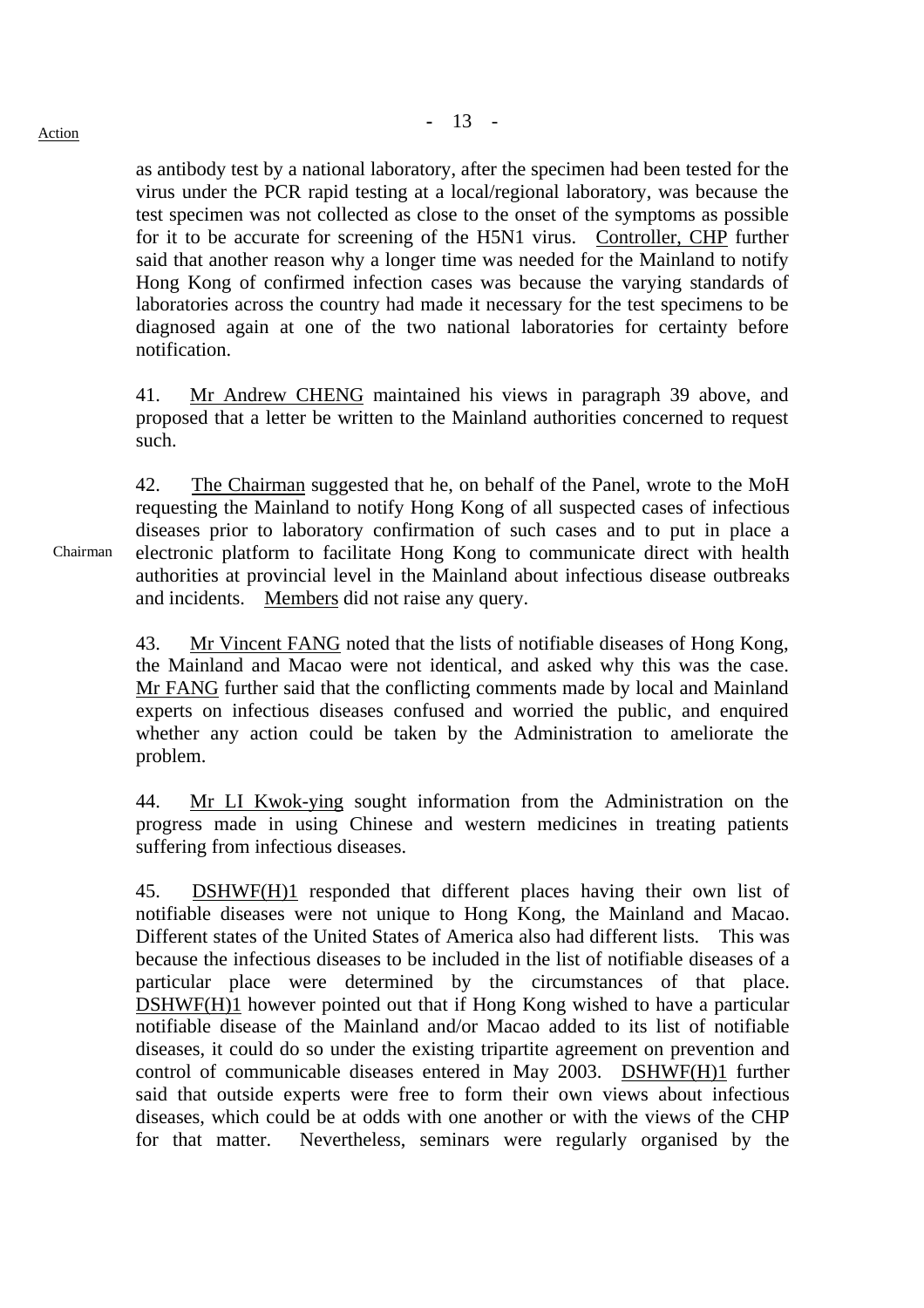as antibody test by a national laboratory, after the specimen had been tested for the virus under the PCR rapid testing at a local/regional laboratory, was because the test specimen was not collected as close to the onset of the symptoms as possible for it to be accurate for screening of the H5N1 virus. Controller, CHP further said that another reason why a longer time was needed for the Mainland to notify Hong Kong of confirmed infection cases was because the varying standards of laboratories across the country had made it necessary for the test specimens to be diagnosed again at one of the two national laboratories for certainty before notification.

41. Mr Andrew CHENG maintained his views in paragraph 39 above, and proposed that a letter be written to the Mainland authorities concerned to request such.

42. The Chairman suggested that he, on behalf of the Panel, wrote to the MoH requesting the Mainland to notify Hong Kong of all suspected cases of infectious diseases prior to laboratory confirmation of such cases and to put in place a electronic platform to facilitate Hong Kong to communicate direct with health authorities at provincial level in the Mainland about infectious disease outbreaks and incidents. Members did not raise any query.

Chairman

43. Mr Vincent FANG noted that the lists of notifiable diseases of Hong Kong, the Mainland and Macao were not identical, and asked why this was the case. Mr FANG further said that the conflicting comments made by local and Mainland experts on infectious diseases confused and worried the public, and enquired whether any action could be taken by the Administration to ameliorate the problem.

44. Mr LI Kwok-ying sought information from the Administration on the progress made in using Chinese and western medicines in treating patients suffering from infectious diseases.

45. DSHWF(H)1 responded that different places having their own list of notifiable diseases were not unique to Hong Kong, the Mainland and Macao. Different states of the United States of America also had different lists. This was because the infectious diseases to be included in the list of notifiable diseases of a particular place were determined by the circumstances of that place. DSHWF(H)1 however pointed out that if Hong Kong wished to have a particular notifiable disease of the Mainland and/or Macao added to its list of notifiable diseases, it could do so under the existing tripartite agreement on prevention and control of communicable diseases entered in May 2003. DSHWF(H)1 further said that outside experts were free to form their own views about infectious diseases, which could be at odds with one another or with the views of the CHP for that matter. Nevertheless, seminars were regularly organised by the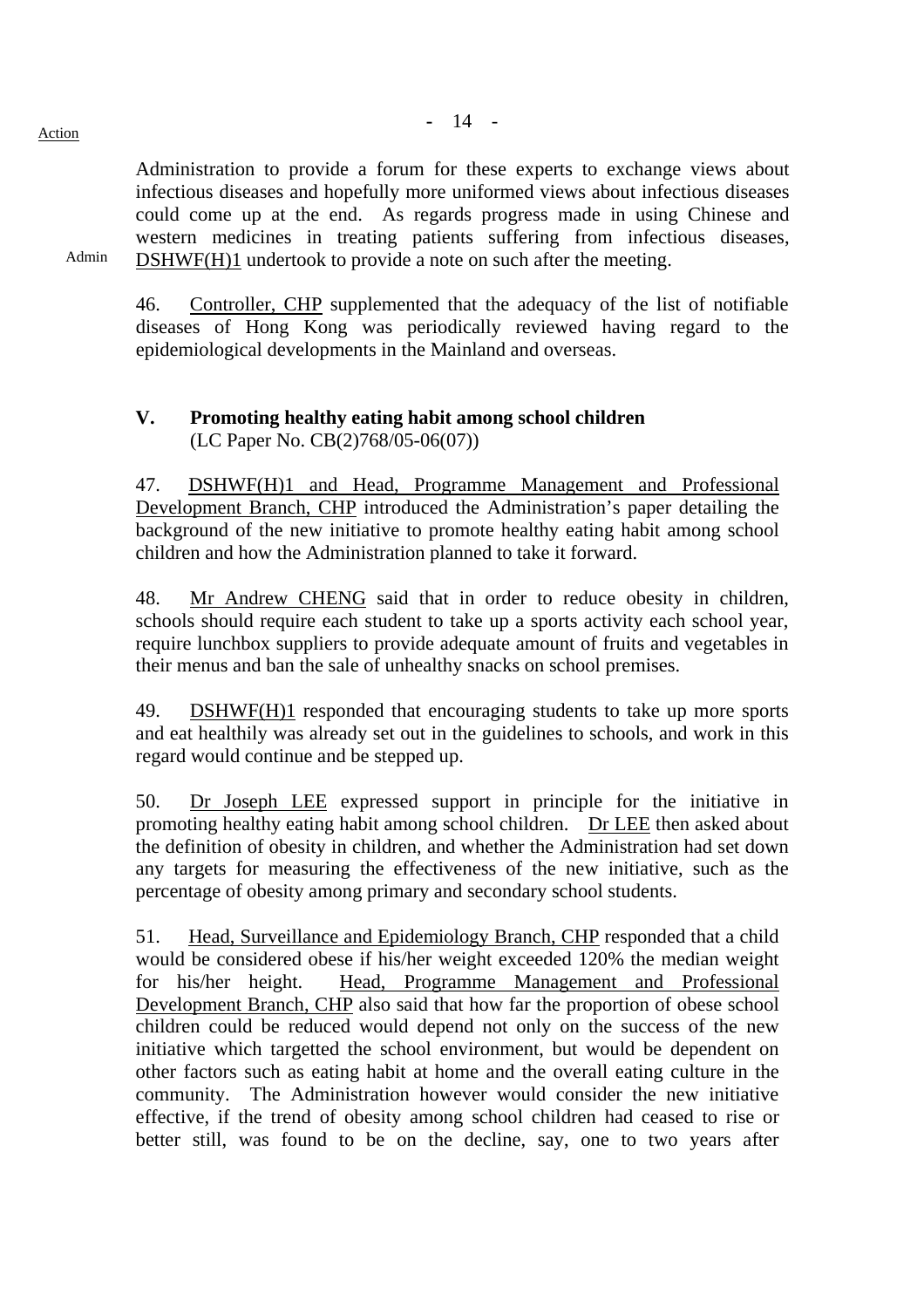Administration to provide a forum for these experts to exchange views about infectious diseases and hopefully more uniformed views about infectious diseases could come up at the end. As regards progress made in using Chinese and western medicines in treating patients suffering from infectious diseases, DSHWF(H)1 undertook to provide a note on such after the meeting.

Admin

46. Controller, CHP supplemented that the adequacy of the list of notifiable diseases of Hong Kong was periodically reviewed having regard to the epidemiological developments in the Mainland and overseas.

## V. Promoting healthy eating habit among school children

(LC Paper No. CB(2)768/05-06(07))

47. DSHWF(H)1 and Head, Programme Management and Professional Development Branch, CHP introduced the Administration's paper detailing the background of the new initiative to promote healthy eating habit among school children and how the Administration planned to take it forward.

48. Mr Andrew CHENG said that in order to reduce obesity in children, schools should require each student to take up a sports activity each school year, require lunchbox suppliers to provide adequate amount of fruits and vegetables in their menus and ban the sale of unhealthy snacks on school premises.

49. DSHWF(H)1 responded that encouraging students to take up more sports and eat healthily was already set out in the guidelines to schools, and work in this regard would continue and be stepped up.

50. Dr Joseph LEE expressed support in principle for the initiative in promoting healthy eating habit among school children. Dr LEE then asked about the definition of obesity in children, and whether the Administration had set down any targets for measuring the effectiveness of the new initiative, such as the percentage of obesity among primary and secondary school students.

51. Head, Surveillance and Epidemiology Branch, CHP responded that a child would be considered obese if his/her weight exceeded 120% the median weight for his/her height. Head, Programme Management and Professional Development Branch, CHP also said that how far the proportion of obese school children could be reduced would depend not only on the success of the new initiative which targetted the school environment, but would be dependent on other factors such as eating habit at home and the overall eating culture in the community. The Administration however would consider the new initiative effective, if the trend of obesity among school children had ceased to rise or better still, was found to be on the decline, say, one to two years after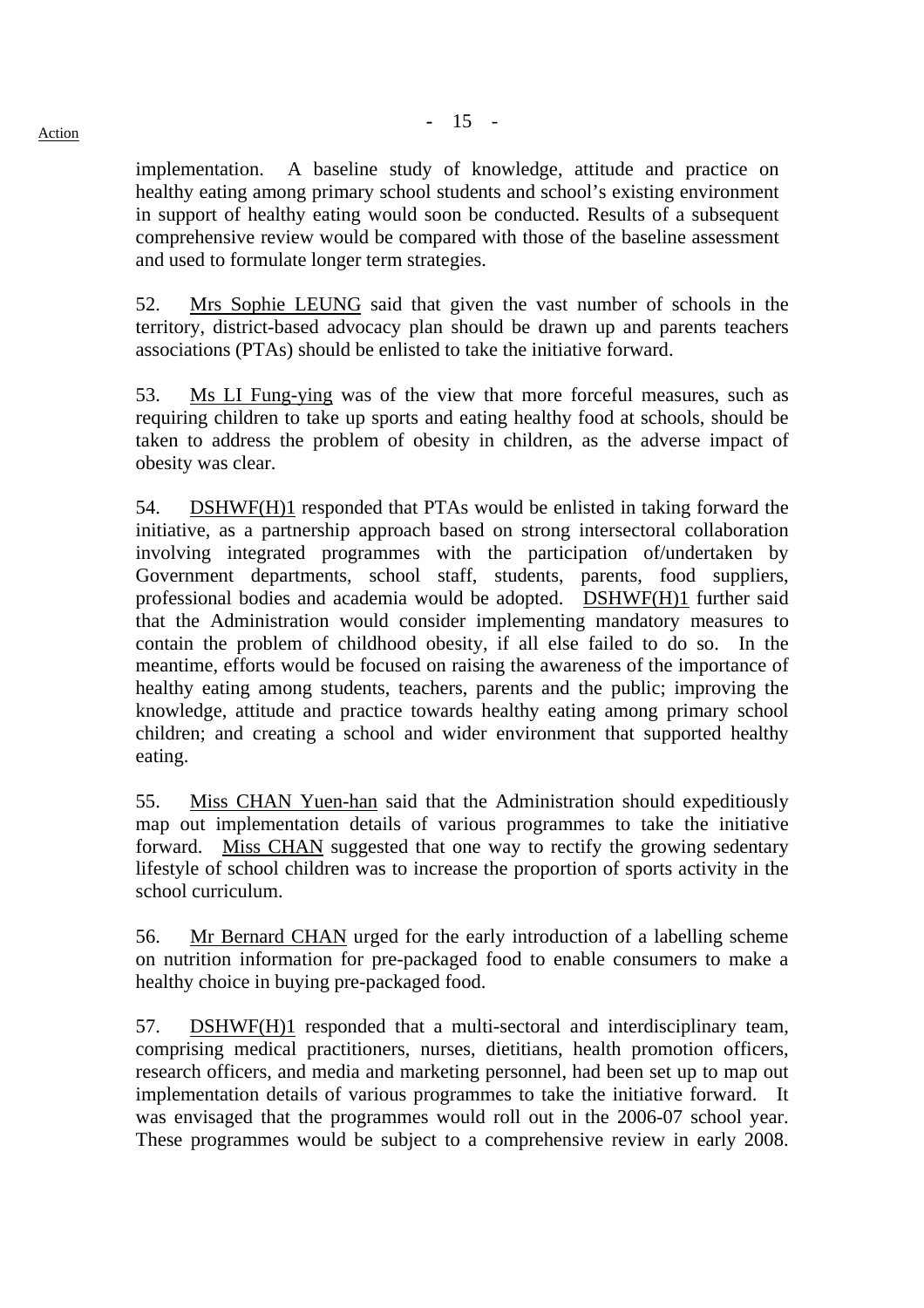implementation. A baseline study of knowledge, attitude and practice on healthy eating among primary school students and school's existing environment in support of healthy eating would soon be conducted. Results of a subsequent comprehensive review would be compared with those of the baseline assessment and used to formulate longer term strategies.

52. Mrs Sophie LEUNG said that given the vast number of schools in the territory, district-based advocacy plan should be drawn up and parents teachers associations (PTAs) should be enlisted to take the initiative forward.

53. Ms LI Fung-ying was of the view that more forceful measures, such as requiring children to take up sports and eating healthy food at schools, should be taken to address the problem of obesity in children, as the adverse impact of obesity was clear.

54. DSHWF(H)1 responded that PTAs would be enlisted in taking forward the initiative, as a partnership approach based on strong intersectoral collaboration involving integrated programmes with the participation of/undertaken by Government departments, school staff, students, parents, food suppliers, professional bodies and academia would be adopted. DSHWF(H)1 further said that the Administration would consider implementing mandatory measures to contain the problem of childhood obesity, if all else failed to do so. In the meantime, efforts would be focused on raising the awareness of the importance of healthy eating among students, teachers, parents and the public; improving the knowledge, attitude and practice towards healthy eating among primary school children; and creating a school and wider environment that supported healthy eating.

55. Miss CHAN Yuen-han said that the Administration should expeditiously map out implementation details of various programmes to take the initiative forward. Miss CHAN suggested that one way to rectify the growing sedentary lifestyle of school children was to increase the proportion of sports activity in the school curriculum.

56. Mr Bernard CHAN urged for the early introduction of a labelling scheme on nutrition information for pre-packaged food to enable consumers to make a healthy choice in buying pre-packaged food.

57. DSHWF(H)1 responded that a multi-sectoral and interdisciplinary team, comprising medical practitioners, nurses, dietitians, health promotion officers, research officers, and media and marketing personnel, had been set up to map out implementation details of various programmes to take the initiative forward. It was envisaged that the programmes would roll out in the 2006-07 school year. These programmes would be subject to a comprehensive review in early 2008.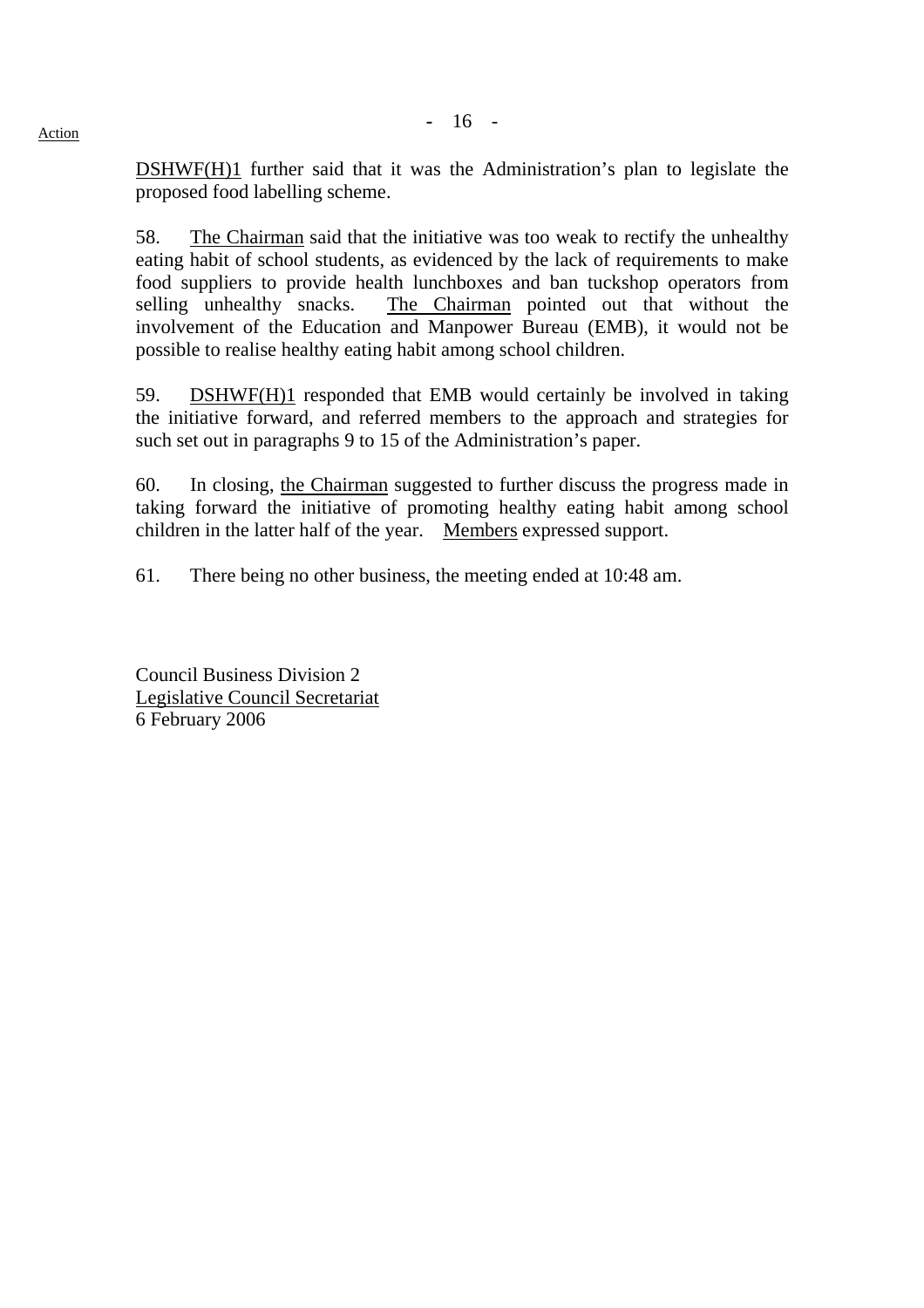DSHWF(H)1 further said that it was the Administration's plan to legislate the proposed food labelling scheme.

58. The Chairman said that the initiative was too weak to rectify the unhealthy eating habit of school students, as evidenced by the lack of requirements to make food suppliers to provide health lunchboxes and ban tuckshop operators from selling unhealthy snacks. The Chairman pointed out that without the involvement of the Education and Manpower Bureau (EMB), it would not be possible to realise healthy eating habit among school children.

59. DSHWF(H)1 responded that EMB would certainly be involved in taking the initiative forward, and referred members to the approach and strategies for such set out in paragraphs 9 to 15 of the Administration's paper.

60. In closing, the Chairman suggested to further discuss the progress made in taking forward the initiative of promoting healthy eating habit among school children in the latter half of the year. Members expressed support.

61. There being no other business, the meeting ended at 10:48 am.

Council Business Division 2
Legislative Council Secretariat
6 February 2006